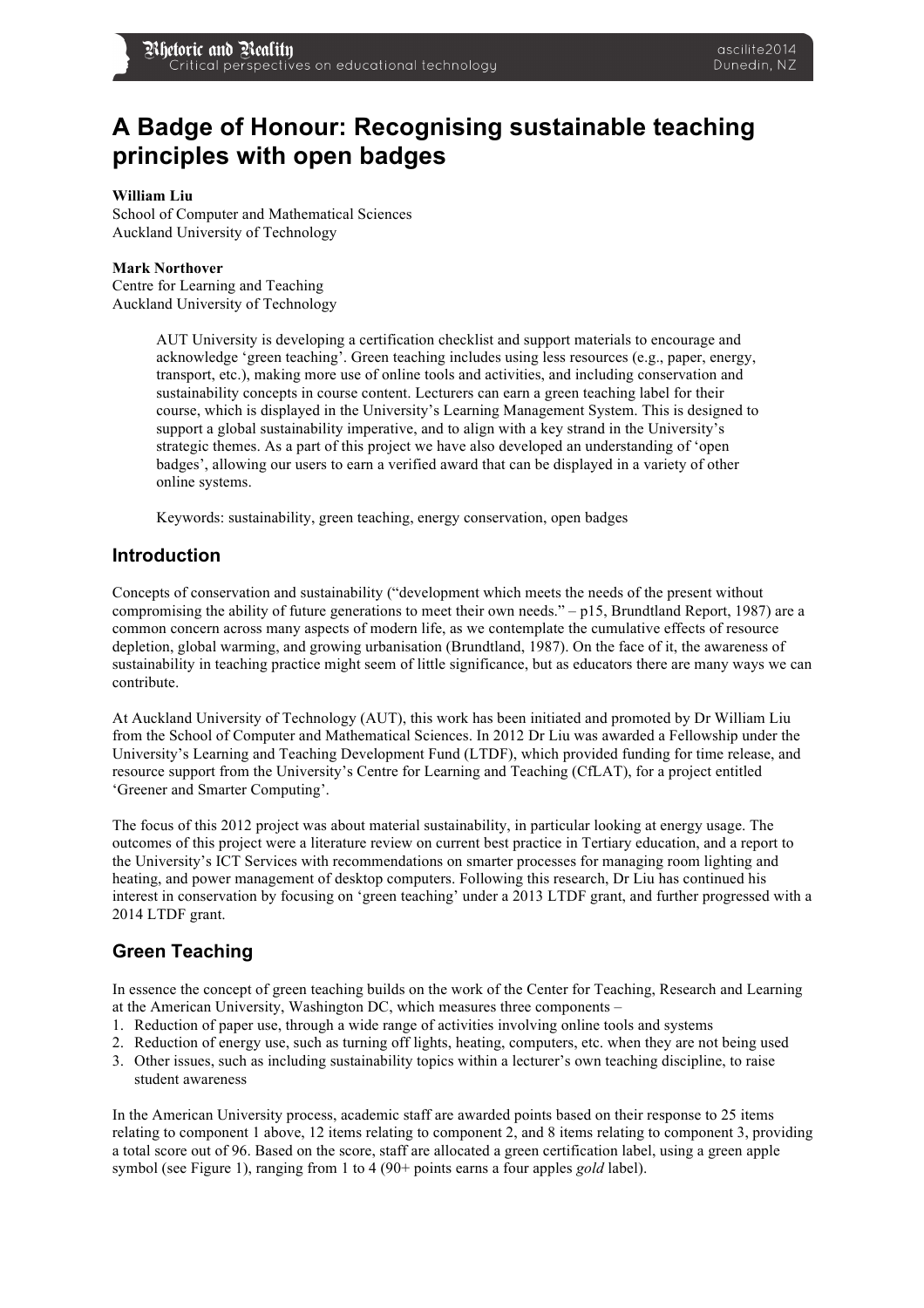# A Badge of Honour: Recognising sustainable teaching principles with open badges

**William Liu**
School of Computer and Mathematical Sciences
Auckland University of Technology

**Mark Northover**
Centre for Learning and Teaching
Auckland University of Technology

> AUT University is developing a certification checklist and support materials to encourage and acknowledge 'green teaching'. Green teaching includes using less resources (e.g., paper, energy, transport, etc.), making more use of online tools and activities, and including conservation and sustainability concepts in course content. Lecturers can earn a green teaching label for their course, which is displayed in the University's Learning Management System. This is designed to support a global sustainability imperative, and to align with a key strand in the University's strategic themes. As a part of this project we have also developed an understanding of 'open badges', allowing our users to earn a verified award that can be displayed in a variety of other online systems.
>
> Keywords: sustainability, green teaching, energy conservation, open badges

## Introduction

Concepts of conservation and sustainability ("development which meets the needs of the present without compromising the ability of future generations to meet their own needs." – p15, Brundtland Report, 1987) are a common concern across many aspects of modern life, as we contemplate the cumulative effects of resource depletion, global warming, and growing urbanisation (Brundtland, 1987). On the face of it, the awareness of sustainability in teaching practice might seem of little significance, but as educators there are many ways we can contribute.

At Auckland University of Technology (AUT), this work has been initiated and promoted by Dr William Liu from the School of Computer and Mathematical Sciences. In 2012 Dr Liu was awarded a Fellowship under the University's Learning and Teaching Development Fund (LTDF), which provided funding for time release, and resource support from the University's Centre for Learning and Teaching (CfLAT), for a project entitled 'Greener and Smarter Computing'.

The focus of this 2012 project was about material sustainability, in particular looking at energy usage. The outcomes of this project were a literature review on current best practice in Tertiary education, and a report to the University's ICT Services with recommendations on smarter processes for managing room lighting and heating, and power management of desktop computers. Following this research, Dr Liu has continued his interest in conservation by focusing on 'green teaching' under a 2013 LTDF grant, and further progressed with a 2014 LTDF grant.

## Green Teaching

In essence the concept of green teaching builds on the work of the Center for Teaching, Research and Learning at the American University, Washington DC, which measures three components –

1. Reduction of paper use, through a wide range of activities involving online tools and systems
2. Reduction of energy use, such as turning off lights, heating, computers, etc. when they are not being used
3. Other issues, such as including sustainability topics within a lecturer's own teaching discipline, to raise student awareness

In the American University process, academic staff are awarded points based on their response to 25 items relating to component 1 above, 12 items relating to component 2, and 8 items relating to component 3, providing a total score out of 96. Based on the score, staff are allocated a green certification label, using a green apple symbol (see Figure 1), ranging from 1 to 4 (90+ points earns a four apples *gold* label).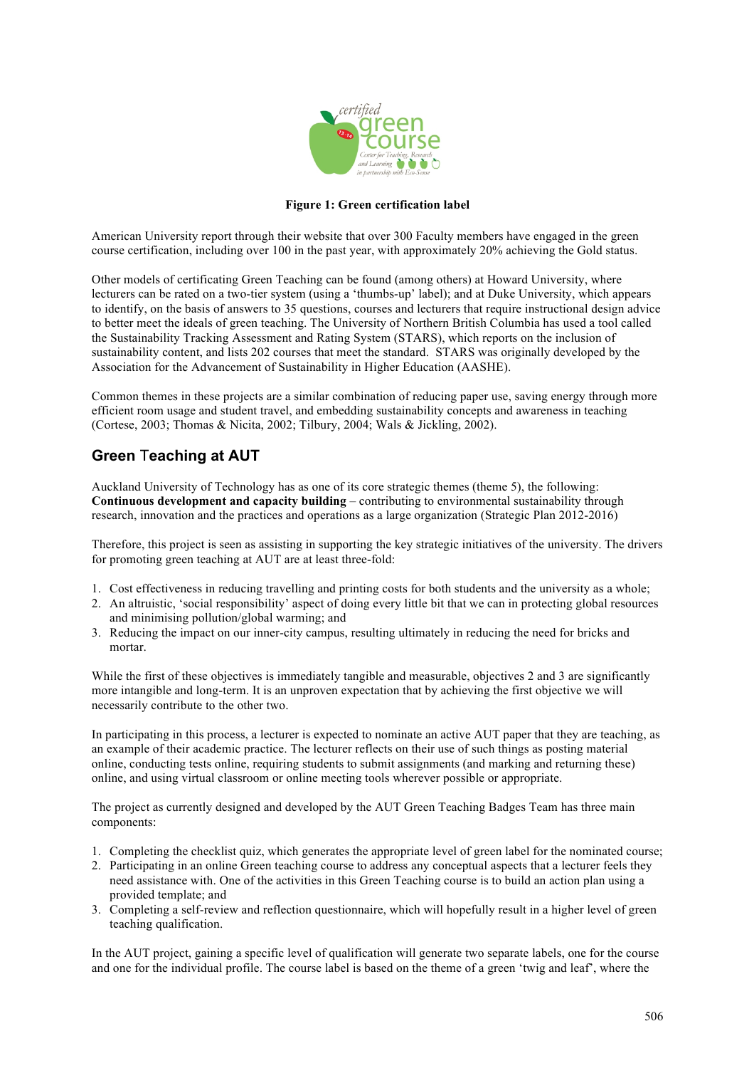**Figure 1: Green certification label**

American University report through their website that over 300 Faculty members have engaged in the green course certification, including over 100 in the past year, with approximately 20% achieving the Gold status.

Other models of certificating Green Teaching can be found (among others) at Howard University, where lecturers can be rated on a two-tier system (using a 'thumbs-up' label); and at Duke University, which appears to identify, on the basis of answers to 35 questions, courses and lecturers that require instructional design advice to better meet the ideals of green teaching. The University of Northern British Columbia has used a tool called the Sustainability Tracking Assessment and Rating System (STARS), which reports on the inclusion of sustainability content, and lists 202 courses that meet the standard. STARS was originally developed by the Association for the Advancement of Sustainability in Higher Education (AASHE).

Common themes in these projects are a similar combination of reducing paper use, saving energy through more efficient room usage and student travel, and embedding sustainability concepts and awareness in teaching (Cortese, 2003; Thomas & Nicita, 2002; Tilbury, 2004; Wals & Jickling, 2002).

## Green Teaching at AUT

Auckland University of Technology has as one of its core strategic themes (theme 5), the following: **Continuous development and capacity building** – contributing to environmental sustainability through research, innovation and the practices and operations as a large organization (Strategic Plan 2012-2016)

Therefore, this project is seen as assisting in supporting the key strategic initiatives of the university. The drivers for promoting green teaching at AUT are at least three-fold:

1. Cost effectiveness in reducing travelling and printing costs for both students and the university as a whole;
2. An altruistic, 'social responsibility' aspect of doing every little bit that we can in protecting global resources and minimising pollution/global warming; and
3. Reducing the impact on our inner-city campus, resulting ultimately in reducing the need for bricks and mortar.

While the first of these objectives is immediately tangible and measurable, objectives 2 and 3 are significantly more intangible and long-term. It is an unproven expectation that by achieving the first objective we will necessarily contribute to the other two.

In participating in this process, a lecturer is expected to nominate an active AUT paper that they are teaching, as an example of their academic practice. The lecturer reflects on their use of such things as posting material online, conducting tests online, requiring students to submit assignments (and marking and returning these) online, and using virtual classroom or online meeting tools wherever possible or appropriate.

The project as currently designed and developed by the AUT Green Teaching Badges Team has three main components:

1. Completing the checklist quiz, which generates the appropriate level of green label for the nominated course;
2. Participating in an online Green teaching course to address any conceptual aspects that a lecturer feels they need assistance with. One of the activities in this Green Teaching course is to build an action plan using a provided template; and
3. Completing a self-review and reflection questionnaire, which will hopefully result in a higher level of green teaching qualification.

In the AUT project, gaining a specific level of qualification will generate two separate labels, one for the course and one for the individual profile. The course label is based on the theme of a green 'twig and leaf', where the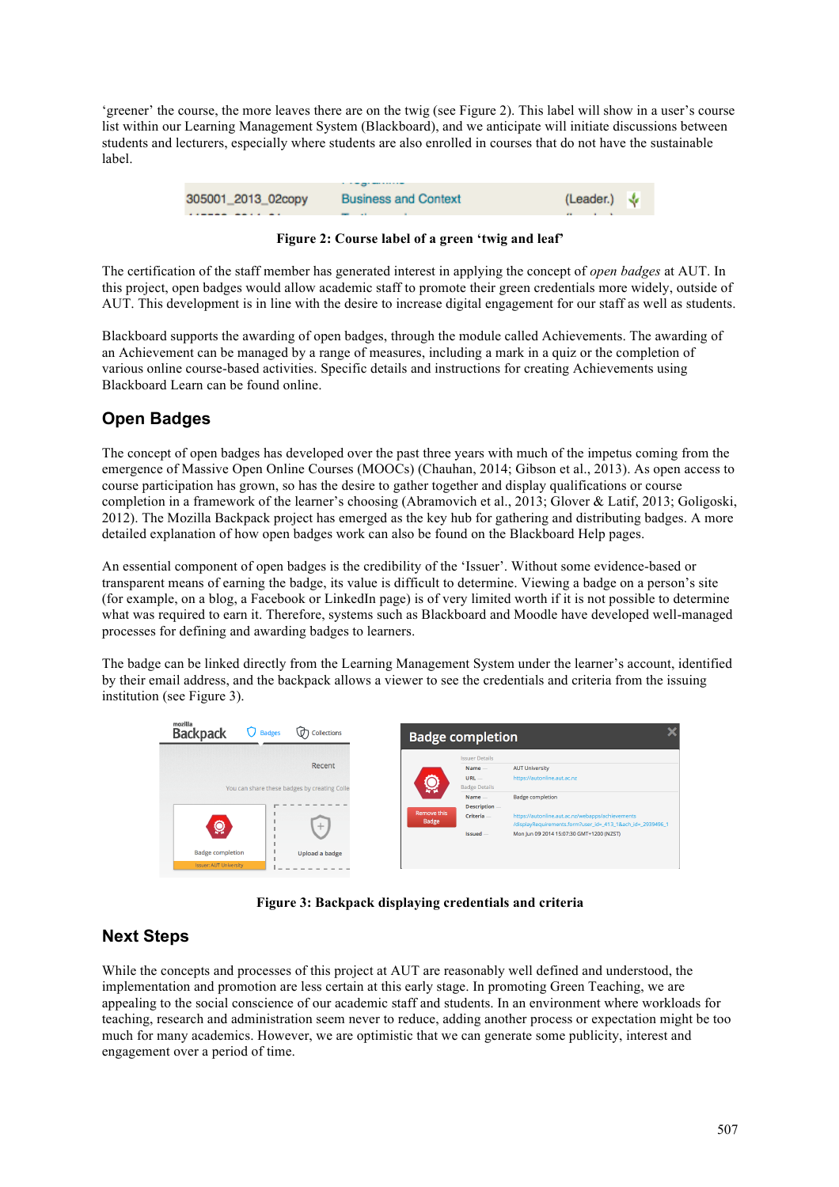'greener' the course, the more leaves there are on the twig (see Figure 2). This label will show in a user's course list within our Learning Management System (Blackboard), and we anticipate will initiate discussions between students and lecturers, especially where students are also enrolled in courses that do not have the sustainable label.

**Figure 2: Course label of a green 'twig and leaf'**

The certification of the staff member has generated interest in applying the concept of *open badges* at AUT. In this project, open badges would allow academic staff to promote their green credentials more widely, outside of AUT. This development is in line with the desire to increase digital engagement for our staff as well as students.

Blackboard supports the awarding of open badges, through the module called Achievements. The awarding of an Achievement can be managed by a range of measures, including a mark in a quiz or the completion of various online course-based activities. Specific details and instructions for creating Achievements using Blackboard Learn can be found online.

## Open Badges

The concept of open badges has developed over the past three years with much of the impetus coming from the emergence of Massive Open Online Courses (MOOCs) (Chauhan, 2014; Gibson et al., 2013). As open access to course participation has grown, so has the desire to gather together and display qualifications or course completion in a framework of the learner's choosing (Abramovich et al., 2013; Glover & Latif, 2013; Goligoski, 2012). The Mozilla Backpack project has emerged as the key hub for gathering and distributing badges. A more detailed explanation of how open badges work can also be found on the Blackboard Help pages.

An essential component of open badges is the credibility of the 'Issuer'. Without some evidence-based or transparent means of earning the badge, its value is difficult to determine. Viewing a badge on a person's site (for example, on a blog, a Facebook or LinkedIn page) is of very limited worth if it is not possible to determine what was required to earn it. Therefore, systems such as Blackboard and Moodle have developed well-managed processes for defining and awarding badges to learners.

The badge can be linked directly from the Learning Management System under the learner's account, identified by their email address, and the backpack allows a viewer to see the credentials and criteria from the issuing institution (see Figure 3).

**Figure 3: Backpack displaying credentials and criteria**

## Next Steps

While the concepts and processes of this project at AUT are reasonably well defined and understood, the implementation and promotion are less certain at this early stage. In promoting Green Teaching, we are appealing to the social conscience of our academic staff and students. In an environment where workloads for teaching, research and administration seem never to reduce, adding another process or expectation might be too much for many academics. However, we are optimistic that we can generate some publicity, interest and engagement over a period of time.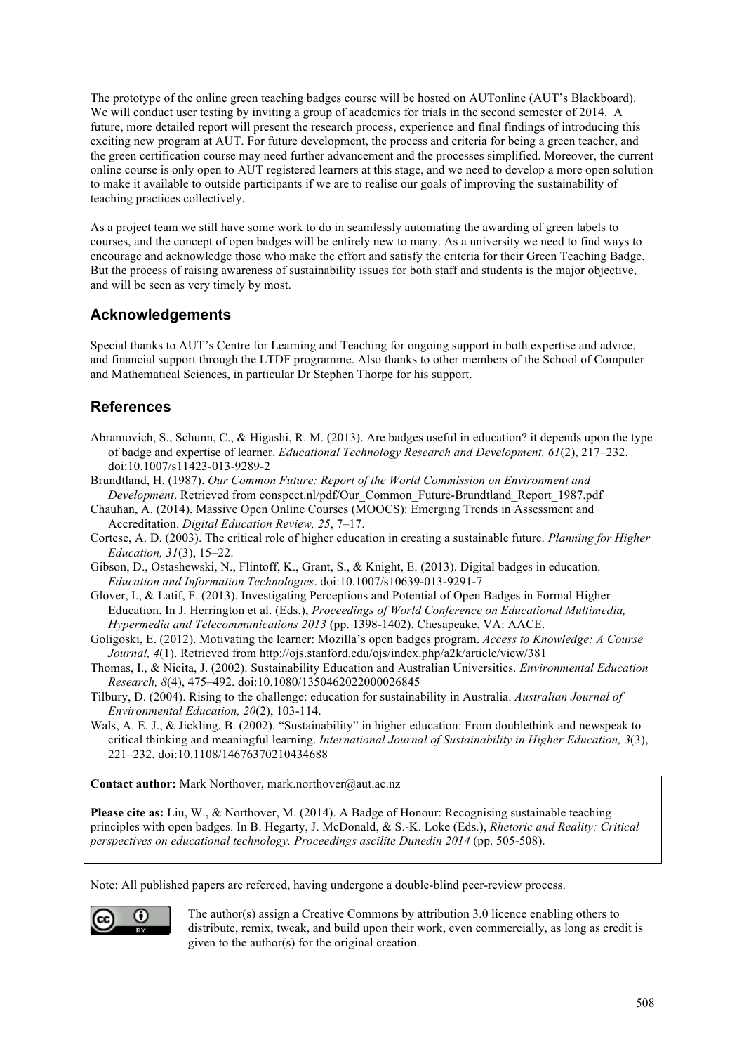The prototype of the online green teaching badges course will be hosted on AUTonline (AUT's Blackboard). We will conduct user testing by inviting a group of academics for trials in the second semester of 2014. A future, more detailed report will present the research process, experience and final findings of introducing this exciting new program at AUT. For future development, the process and criteria for being a green teacher, and the green certification course may need further advancement and the processes simplified. Moreover, the current online course is only open to AUT registered learners at this stage, and we need to develop a more open solution to make it available to outside participants if we are to realise our goals of improving the sustainability of teaching practices collectively.

As a project team we still have some work to do in seamlessly automating the awarding of green labels to courses, and the concept of open badges will be entirely new to many. As a university we need to find ways to encourage and acknowledge those who make the effort and satisfy the criteria for their Green Teaching Badge. But the process of raising awareness of sustainability issues for both staff and students is the major objective, and will be seen as very timely by most.

## Acknowledgements

Special thanks to AUT's Centre for Learning and Teaching for ongoing support in both expertise and advice, and financial support through the LTDF programme. Also thanks to other members of the School of Computer and Mathematical Sciences, in particular Dr Stephen Thorpe for his support.

## References

Abramovich, S., Schunn, C., & Higashi, R. M. (2013). Are badges useful in education? it depends upon the type of badge and expertise of learner. *Educational Technology Research and Development, 61*(2), 217–232. doi:10.1007/s11423-013-9289-2

Brundtland, H. (1987). *Our Common Future: Report of the World Commission on Environment and Development*. Retrieved from conspect.nl/pdf/Our_Common_Future-Brundtland_Report_1987.pdf

Chauhan, A. (2014). Massive Open Online Courses (MOOCS): Emerging Trends in Assessment and Accreditation. *Digital Education Review, 25*, 7–17.

Cortese, A. D. (2003). The critical role of higher education in creating a sustainable future. *Planning for Higher Education, 31*(3), 15–22.

Gibson, D., Ostashewski, N., Flintoff, K., Grant, S., & Knight, E. (2013). Digital badges in education. *Education and Information Technologies*. doi:10.1007/s10639-013-9291-7

Glover, I., & Latif, F. (2013). Investigating Perceptions and Potential of Open Badges in Formal Higher Education. In J. Herrington et al. (Eds.), *Proceedings of World Conference on Educational Multimedia, Hypermedia and Telecommunications 2013* (pp. 1398-1402). Chesapeake, VA: AACE.

Goligoski, E. (2012). Motivating the learner: Mozilla's open badges program. *Access to Knowledge: A Course Journal, 4*(1). Retrieved from http://ojs.stanford.edu/ojs/index.php/a2k/article/view/381

Thomas, I., & Nicita, J. (2002). Sustainability Education and Australian Universities. *Environmental Education Research, 8*(4), 475–492. doi:10.1080/1350462022000026845

Tilbury, D. (2004). Rising to the challenge: education for sustainability in Australia. *Australian Journal of Environmental Education, 20*(2), 103-114.

Wals, A. E. J., & Jickling, B. (2002). "Sustainability" in higher education: From doublethink and newspeak to critical thinking and meaningful learning. *International Journal of Sustainability in Higher Education, 3*(3), 221–232. doi:10.1108/14676370210434688

**Contact author:** Mark Northover, mark.northover@aut.ac.nz

**Please cite as:** Liu, W., & Northover, M. (2014). A Badge of Honour: Recognising sustainable teaching principles with open badges. In B. Hegarty, J. McDonald, & S.-K. Loke (Eds.), *Rhetoric and Reality: Critical perspectives on educational technology. Proceedings ascilite Dunedin 2014* (pp. 505-508).

Note: All published papers are refereed, having undergone a double-blind peer-review process.

The author(s) assign a Creative Commons by attribution 3.0 licence enabling others to distribute, remix, tweak, and build upon their work, even commercially, as long as credit is given to the author(s) for the original creation.